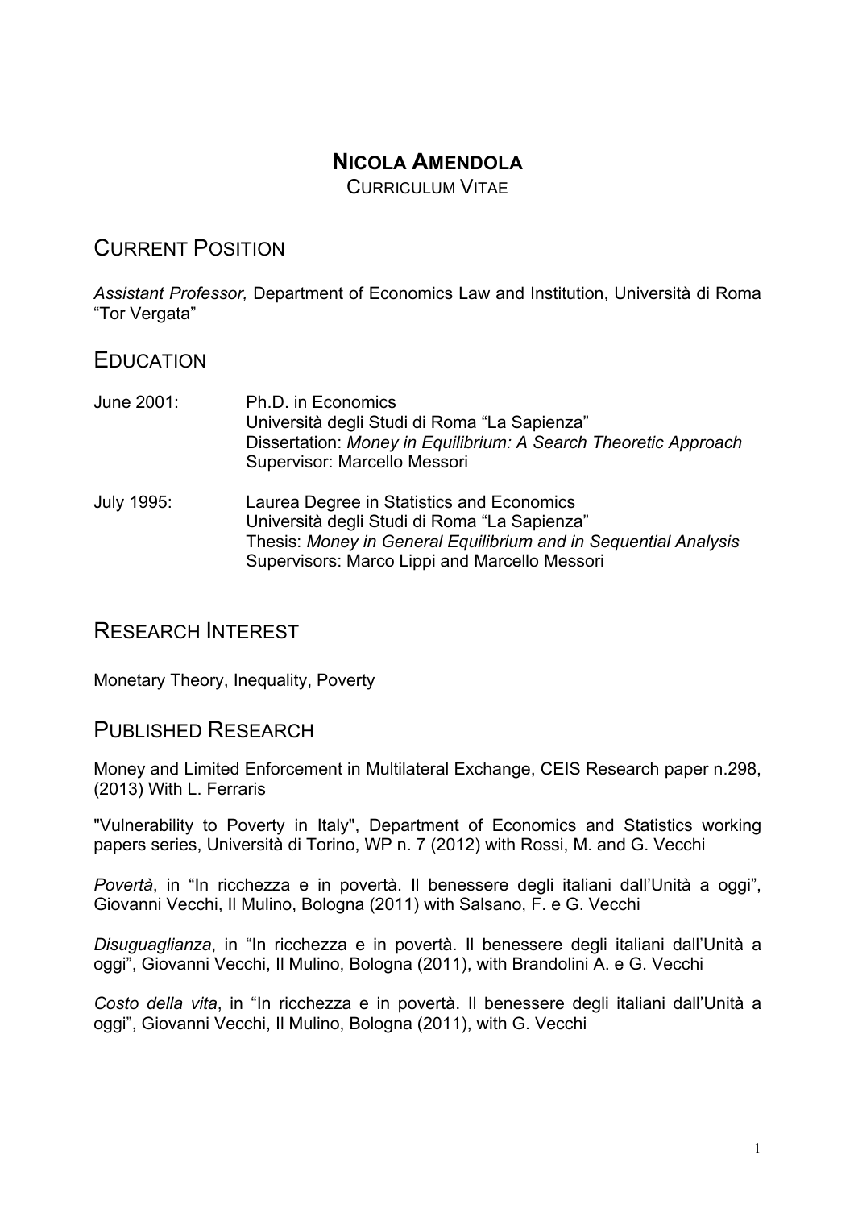# NICOLA AMENDOLA

CURRICULUM VITAE

## CURRENT POSITION

*Assistant Professor,* Department of Economics Law and Institution, Università di Roma "Tor Vergata"

## EDUCATION

June 2001: Ph.D. in Economics
Università degli Studi di Roma "La Sapienza"
Dissertation: *Money in Equilibrium: A Search Theoretic Approach*
Supervisor: Marcello Messori

July 1995: Laurea Degree in Statistics and Economics
Università degli Studi di Roma "La Sapienza"
Thesis: *Money in General Equilibrium and in Sequential Analysis*
Supervisors: Marco Lippi and Marcello Messori

## RESEARCH INTEREST

Monetary Theory, Inequality, Poverty

## PUBLISHED RESEARCH

Money and Limited Enforcement in Multilateral Exchange, CEIS Research paper n.298, (2013) With L. Ferraris

"Vulnerability to Poverty in Italy", Department of Economics and Statistics working papers series, Università di Torino, WP n. 7 (2012) with Rossi, M. and G. Vecchi

*Povertà*, in "In ricchezza e in povertà. Il benessere degli italiani dall'Unità a oggi", Giovanni Vecchi, Il Mulino, Bologna (2011) with Salsano, F. e G. Vecchi

*Disuguaglianza*, in "In ricchezza e in povertà. Il benessere degli italiani dall'Unità a oggi", Giovanni Vecchi, Il Mulino, Bologna (2011), with Brandolini A. e G. Vecchi

*Costo della vita*, in "In ricchezza e in povertà. Il benessere degli italiani dall'Unità a oggi", Giovanni Vecchi, Il Mulino, Bologna (2011), with G. Vecchi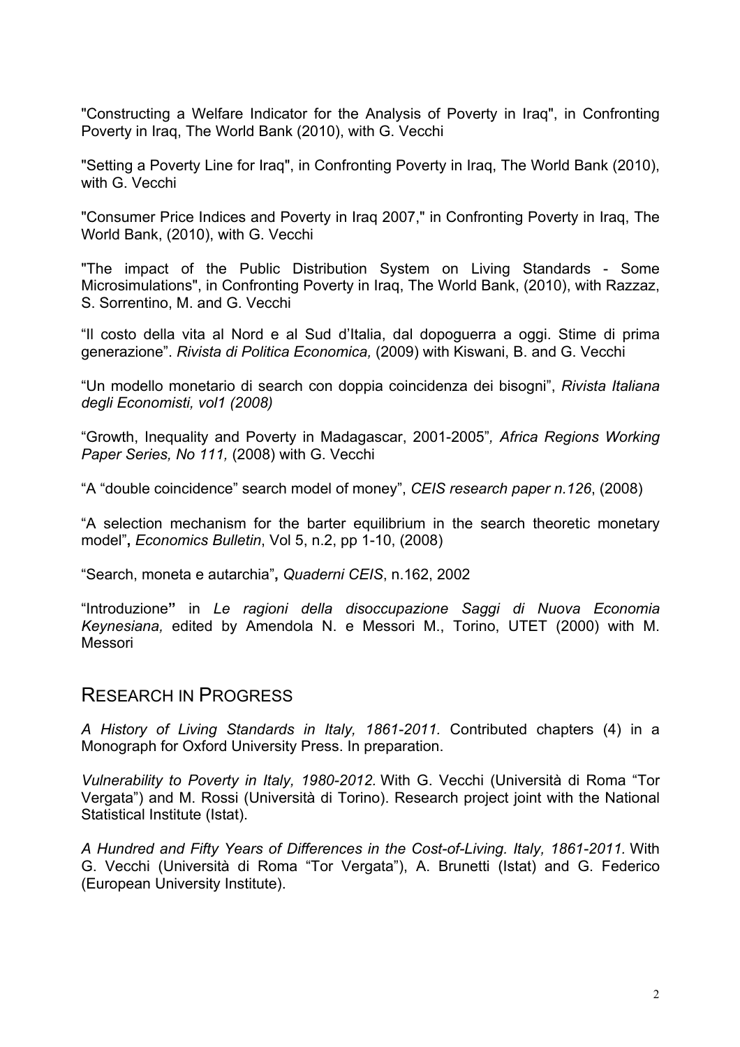"Constructing a Welfare Indicator for the Analysis of Poverty in Iraq", in Confronting Poverty in Iraq, The World Bank (2010), with G. Vecchi

"Setting a Poverty Line for Iraq", in Confronting Poverty in Iraq, The World Bank (2010), with G. Vecchi

"Consumer Price Indices and Poverty in Iraq 2007," in Confronting Poverty in Iraq, The World Bank, (2010), with G. Vecchi

"The impact of the Public Distribution System on Living Standards - Some Microsimulations", in Confronting Poverty in Iraq, The World Bank, (2010), with Razzaz, S. Sorrentino, M. and G. Vecchi

"Il costo della vita al Nord e al Sud d'Italia, dal dopoguerra a oggi. Stime di prima generazione". *Rivista di Politica Economica,* (2009) with Kiswani, B. and G. Vecchi

"Un modello monetario di search con doppia coincidenza dei bisogni", *Rivista Italiana degli Economisti, vol1 (2008)*

"Growth, Inequality and Poverty in Madagascar, 2001-2005"*, Africa Regions Working Paper Series, No 111,* (2008) with G. Vecchi

"A "double coincidence" search model of money", *CEIS research paper n.126*, (2008)

"A selection mechanism for the barter equilibrium in the search theoretic monetary model"**,** *Economics Bulletin*, Vol 5, n.2, pp 1-10, (2008)

"Search, moneta e autarchia"**,** *Quaderni CEIS*, n.162, 2002

"Introduzione**"** in *Le ragioni della disoccupazione Saggi di Nuova Economia Keynesiana,* edited by Amendola N. e Messori M., Torino, UTET (2000) with M. Messori

## Research in Progress

*A History of Living Standards in Italy, 1861-2011.* Contributed chapters (4) in a Monograph for Oxford University Press. In preparation.

*Vulnerability to Poverty in Italy, 1980-2012.* With G. Vecchi (Università di Roma "Tor Vergata") and M. Rossi (Università di Torino). Research project joint with the National Statistical Institute (Istat).

*A Hundred and Fifty Years of Differences in the Cost-of-Living. Italy, 1861-2011.* With G. Vecchi (Università di Roma "Tor Vergata"), A. Brunetti (Istat) and G. Federico (European University Institute).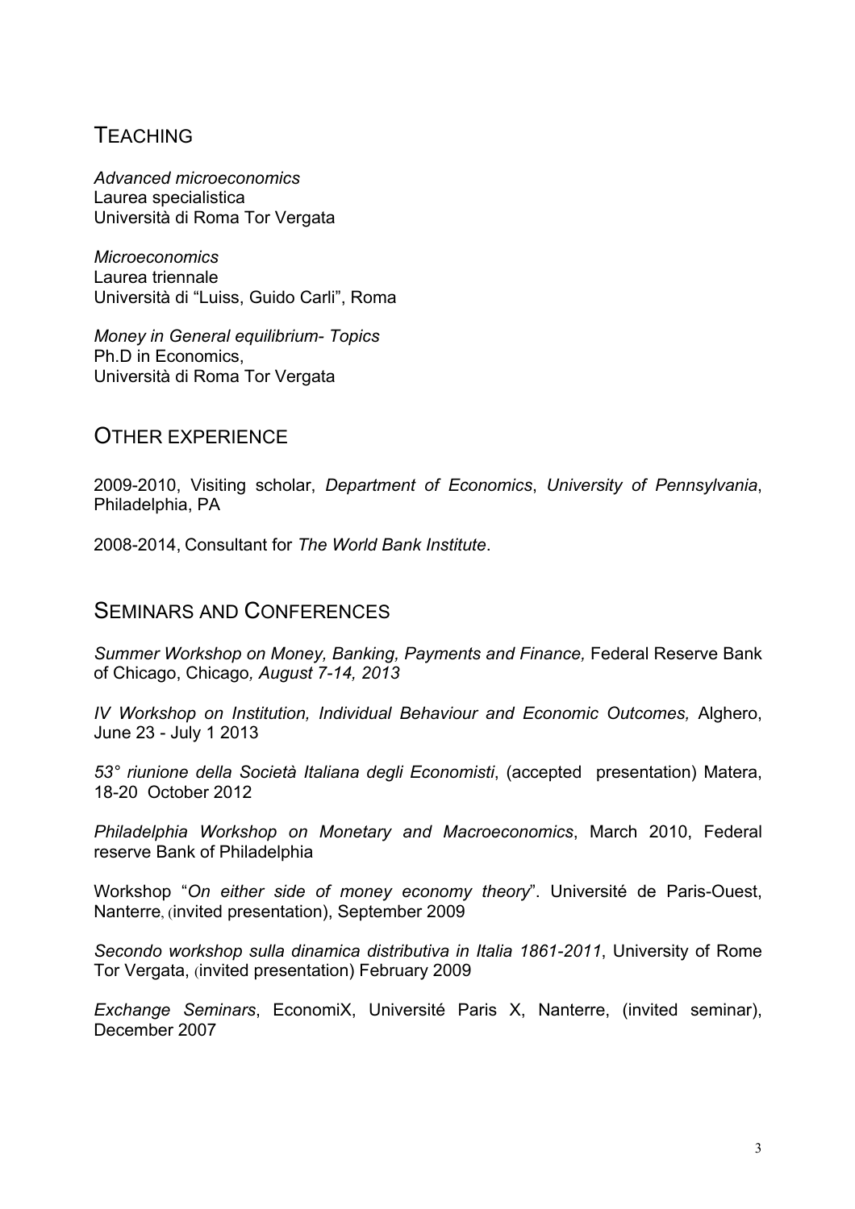## TEACHING

*Advanced microeconomics*
Laurea specialistica
Università di Roma Tor Vergata

*Microeconomics*
Laurea triennale
Università di "Luiss, Guido Carli", Roma

*Money in General equilibrium- Topics*
Ph.D in Economics,
Università di Roma Tor Vergata

## OTHER EXPERIENCE

2009-2010, Visiting scholar, *Department of Economics*, *University of Pennsylvania*, Philadelphia, PA

2008-2014, Consultant for *The World Bank Institute*.

## SEMINARS AND CONFERENCES

*Summer Workshop on Money, Banking, Payments and Finance,* Federal Reserve Bank of Chicago, Chicago*, August 7-14, 2013*

*IV Workshop on Institution, Individual Behaviour and Economic Outcomes,* Alghero, June 23 - July 1 2013

*53° riunione della Società Italiana degli Economisti*, (accepted presentation) Matera, 18-20 October 2012

*Philadelphia Workshop on Monetary and Macroeconomics*, March 2010, Federal reserve Bank of Philadelphia

Workshop "*On either side of money economy theory*". Université de Paris-Ouest, Nanterre, (invited presentation), September 2009

*Secondo workshop sulla dinamica distributiva in Italia 1861-2011*, University of Rome Tor Vergata, (invited presentation) February 2009

*Exchange Seminars*, EconomiX, Université Paris X, Nanterre, (invited seminar), December 2007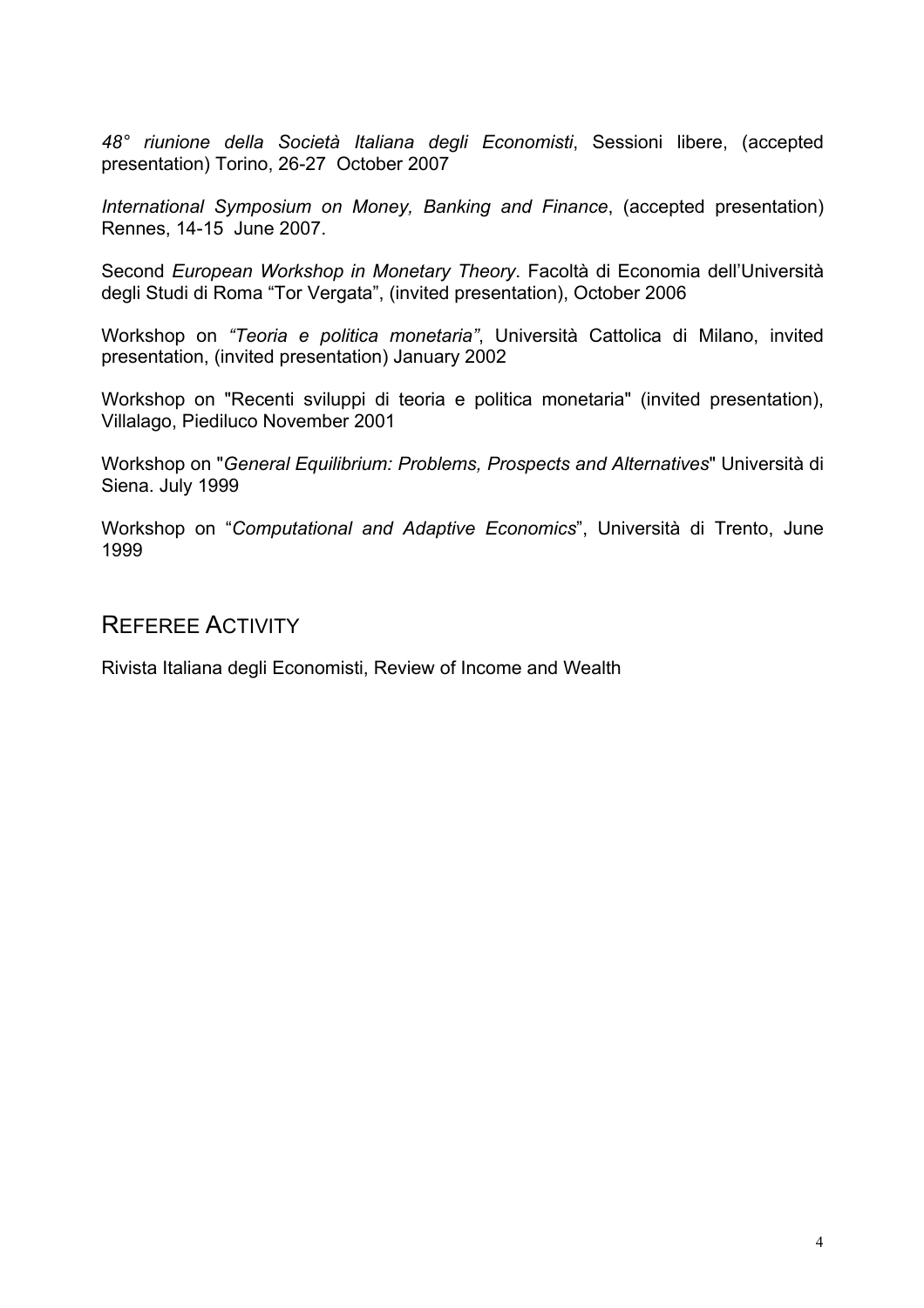*48° riunione della Società Italiana degli Economisti*, Sessioni libere, (accepted presentation) Torino, 26-27 October 2007

*International Symposium on Money, Banking and Finance*, (accepted presentation) Rennes, 14-15 June 2007.

Second *European Workshop in Monetary Theory*. Facoltà di Economia dell'Università degli Studi di Roma "Tor Vergata", (invited presentation), October 2006

Workshop on *"Teoria e politica monetaria"*, Università Cattolica di Milano, invited presentation, (invited presentation) January 2002

Workshop on "Recenti sviluppi di teoria e politica monetaria" (invited presentation), Villalago, Piediluco November 2001

Workshop on "*General Equilibrium: Problems, Prospects and Alternatives*" Università di Siena. July 1999

Workshop on "*Computational and Adaptive Economics*", Università di Trento, June 1999

## REFEREE ACTIVITY

Rivista Italiana degli Economisti, Review of Income and Wealth